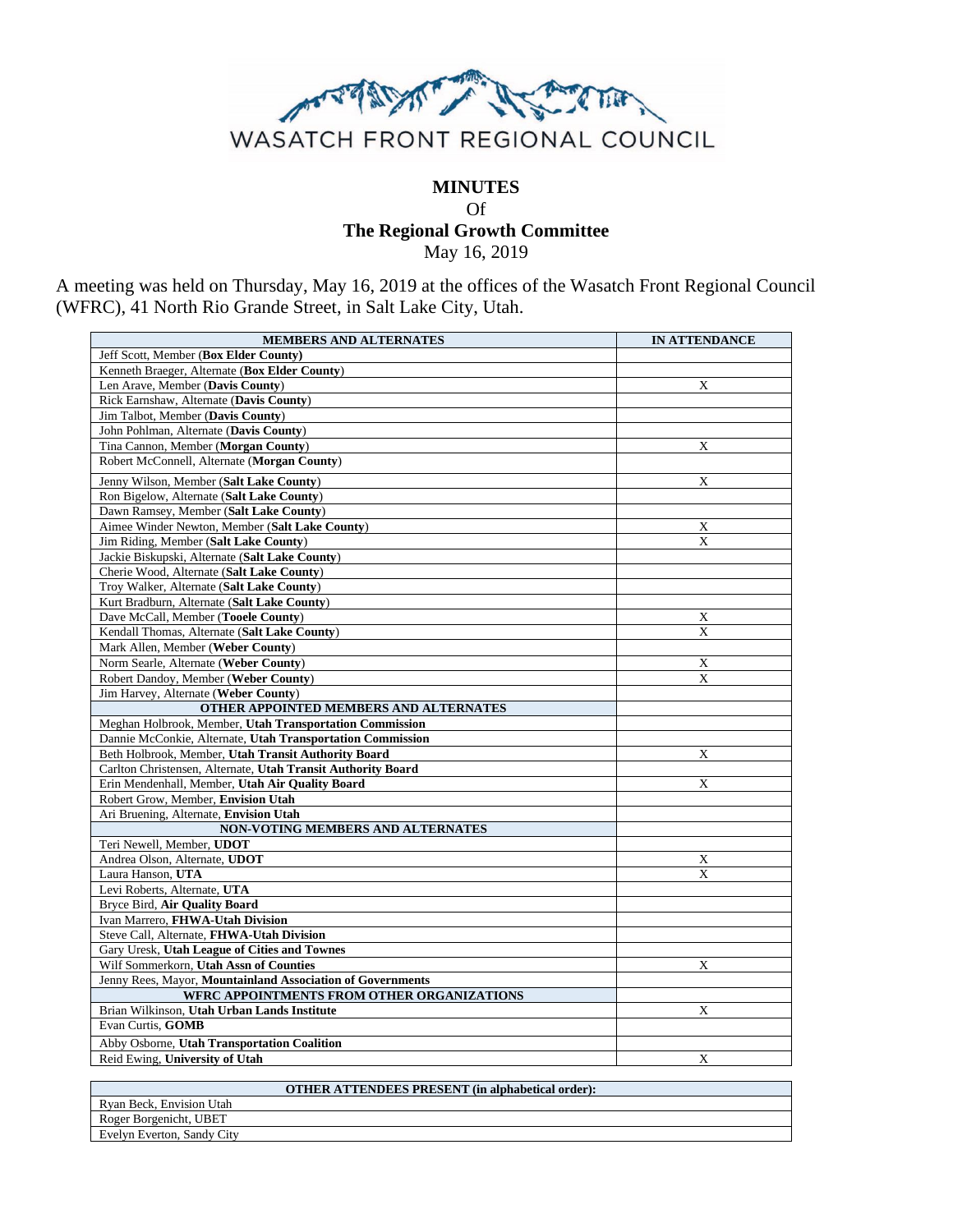WASATCH FRONT REGIONAL COUNCIL

# MINUTES

Of

## The Regional Growth Committee

May 16, 2019

A meeting was held on Thursday, May 16, 2019 at the offices of the Wasatch Front Regional Council (WFRC), 41 North Rio Grande Street, in Salt Lake City, Utah.

| MEMBERS AND ALTERNATES | IN ATTENDANCE |
|---|---|
| Jeff Scott, Member (**Box Elder County**) | |
| Kenneth Braeger, Alternate (**Box Elder County**) | |
| Len Arave, Member (**Davis County**) | X |
| Rick Earnshaw, Alternate (**Davis County**) | |
| Jim Talbot, Member (**Davis County**) | |
| John Pohlman, Alternate (**Davis County**) | |
| Tina Cannon, Member (**Morgan County**) | X |
| Robert McConnell, Alternate (**Morgan County**) | |
| Jenny Wilson, Member (**Salt Lake County**) | X |
| Ron Bigelow, Alternate (**Salt Lake County**) | |
| Dawn Ramsey, Member (**Salt Lake County**) | |
| Aimee Winder Newton, Member (**Salt Lake County**) | X |
| Jim Riding, Member (**Salt Lake County**) | X |
| Jackie Biskupski, Alternate (**Salt Lake County**) | |
| Cherie Wood, Alternate (**Salt Lake County**) | |
| Troy Walker, Alternate (**Salt Lake County**) | |
| Kurt Bradburn, Alternate (**Salt Lake County**) | |
| Dave McCall, Member (**Tooele County**) | X |
| Kendall Thomas, Alternate (**Salt Lake County**) | X |
| Mark Allen, Member (**Weber County**) | |
| Norm Searle, Alternate (**Weber County**) | X |
| Robert Dandoy, Member (**Weber County**) | X |
| Jim Harvey, Alternate (**Weber County**) | |
| **OTHER APPOINTED MEMBERS AND ALTERNATES** | |
| Meghan Holbrook, Member, **Utah Transportation Commission** | |
| Dannie McConkie, Alternate, **Utah Transportation Commission** | |
| Beth Holbrook, Member, **Utah Transit Authority Board** | X |
| Carlton Christensen, Alternate, **Utah Transit Authority Board** | |
| Erin Mendenhall, Member, **Utah Air Quality Board** | X |
| Robert Grow, Member, **Envision Utah** | |
| Ari Bruening, Alternate, **Envision Utah** | |
| **NON-VOTING MEMBERS AND ALTERNATES** | |
| Teri Newell, Member, **UDOT** | |
| Andrea Olson, Alternate, **UDOT** | X |
| Laura Hanson, **UTA** | X |
| Levi Roberts, Alternate, **UTA** | |
| Bryce Bird, **Air Quality Board** | |
| Ivan Marrero, **FHWA-Utah Division** | |
| Steve Call, Alternate, **FHWA-Utah Division** | |
| Gary Uresk, **Utah League of Cities and Townes** | |
| Wilf Sommerkorn, **Utah Assn of Counties** | X |
| Jenny Rees, Mayor, **Mountainland Association of Governments** | |
| **WFRC APPOINTMENTS FROM OTHER ORGANIZATIONS** | |
| Brian Wilkinson, **Utah Urban Lands Institute** | X |
| Evan Curtis, **GOMB** | |
| Abby Osborne, **Utah Transportation Coalition** | |
| Reid Ewing, **University of Utah** | X |

| OTHER ATTENDEES PRESENT (in alphabetical order): |
|---|
| Ryan Beck, Envision Utah |
| Roger Borgenicht, UBET |
| Evelyn Everton, Sandy City |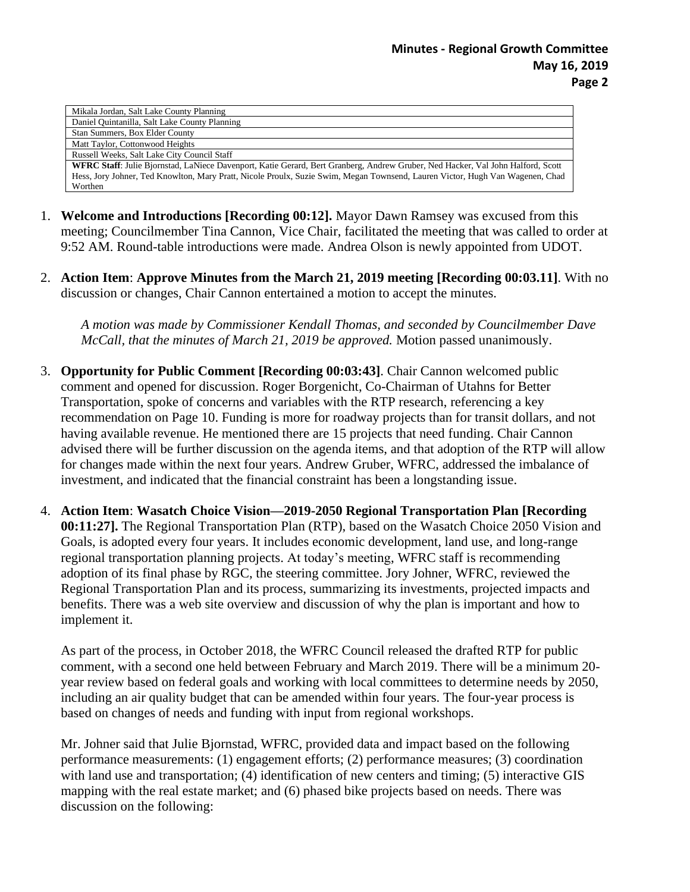| Mikala Jordan, Salt Lake County Planning |
|---|
| Daniel Quintanilla, Salt Lake County Planning |
| Stan Summers, Box Elder County |
| Matt Taylor, Cottonwood Heights |
| Russell Weeks, Salt Lake City Council Staff |
| **WFRC Staff**: Julie Bjornstad, LaNiece Davenport, Katie Gerard, Bert Granberg, Andrew Gruber, Ned Hacker, Val John Halford, Scott Hess, Jory Johner, Ted Knowlton, Mary Pratt, Nicole Proulx, Suzie Swim, Megan Townsend, Lauren Victor, Hugh Van Wagenen, Chad Worthen |

1. **Welcome and Introductions [Recording 00:12].** Mayor Dawn Ramsey was excused from this meeting; Councilmember Tina Cannon, Vice Chair, facilitated the meeting that was called to order at 9:52 AM. Round-table introductions were made. Andrea Olson is newly appointed from UDOT.

2. **Action Item**: **Approve Minutes from the March 21, 2019 meeting [Recording 00:03.11]**. With no discussion or changes, Chair Cannon entertained a motion to accept the minutes.

   *A motion was made by Commissioner Kendall Thomas, and seconded by Councilmember Dave McCall, that the minutes of March 21, 2019 be approved.* Motion passed unanimously.

3. **Opportunity for Public Comment [Recording 00:03:43]**. Chair Cannon welcomed public comment and opened for discussion. Roger Borgenicht, Co-Chairman of Utahns for Better Transportation, spoke of concerns and variables with the RTP research, referencing a key recommendation on Page 10. Funding is more for roadway projects than for transit dollars, and not having available revenue. He mentioned there are 15 projects that need funding. Chair Cannon advised there will be further discussion on the agenda items, and that adoption of the RTP will allow for changes made within the next four years. Andrew Gruber, WFRC, addressed the imbalance of investment, and indicated that the financial constraint has been a longstanding issue.

4. **Action Item**: **Wasatch Choice Vision—2019-2050 Regional Transportation Plan [Recording 00:11:27].** The Regional Transportation Plan (RTP), based on the Wasatch Choice 2050 Vision and Goals, is adopted every four years. It includes economic development, land use, and long-range regional transportation planning projects. At today's meeting, WFRC staff is recommending adoption of its final phase by RGC, the steering committee. Jory Johner, WFRC, reviewed the Regional Transportation Plan and its process, summarizing its investments, projected impacts and benefits. There was a web site overview and discussion of why the plan is important and how to implement it.

   As part of the process, in October 2018, the WFRC Council released the drafted RTP for public comment, with a second one held between February and March 2019. There will be a minimum 20-year review based on federal goals and working with local committees to determine needs by 2050, including an air quality budget that can be amended within four years. The four-year process is based on changes of needs and funding with input from regional workshops.

   Mr. Johner said that Julie Bjornstad, WFRC, provided data and impact based on the following performance measurements: (1) engagement efforts; (2) performance measures; (3) coordination with land use and transportation; (4) identification of new centers and timing; (5) interactive GIS mapping with the real estate market; and (6) phased bike projects based on needs. There was discussion on the following: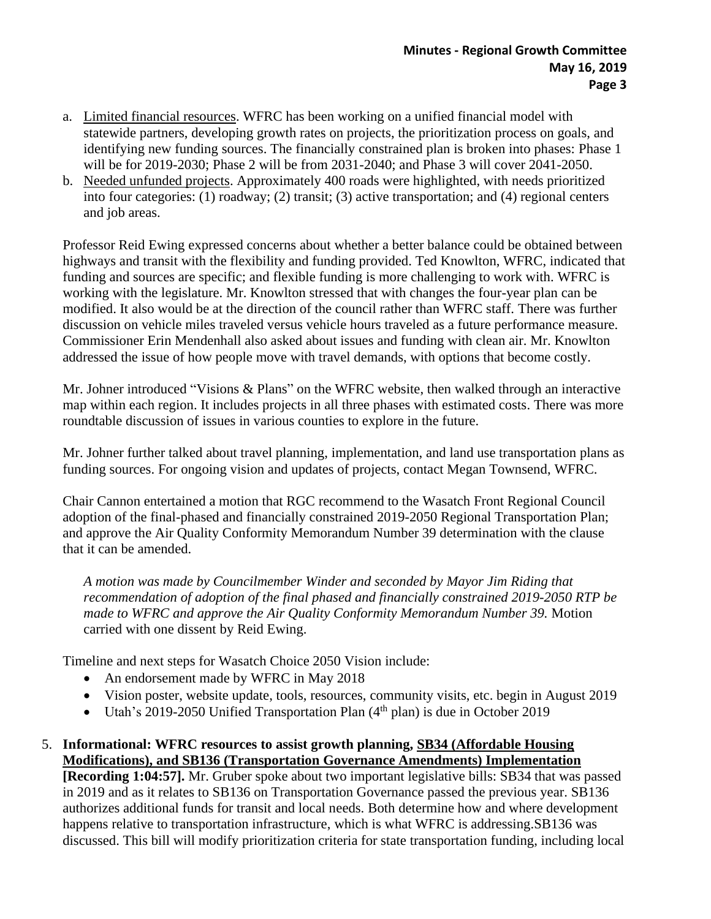a. Limited financial resources. WFRC has been working on a unified financial model with statewide partners, developing growth rates on projects, the prioritization process on goals, and identifying new funding sources. The financially constrained plan is broken into phases: Phase 1 will be for 2019-2030; Phase 2 will be from 2031-2040; and Phase 3 will cover 2041-2050.
b. Needed unfunded projects. Approximately 400 roads were highlighted, with needs prioritized into four categories: (1) roadway; (2) transit; (3) active transportation; and (4) regional centers and job areas.

Professor Reid Ewing expressed concerns about whether a better balance could be obtained between highways and transit with the flexibility and funding provided. Ted Knowlton, WFRC, indicated that funding and sources are specific; and flexible funding is more challenging to work with. WFRC is working with the legislature. Mr. Knowlton stressed that with changes the four-year plan can be modified. It also would be at the direction of the council rather than WFRC staff. There was further discussion on vehicle miles traveled versus vehicle hours traveled as a future performance measure. Commissioner Erin Mendenhall also asked about issues and funding with clean air. Mr. Knowlton addressed the issue of how people move with travel demands, with options that become costly.

Mr. Johner introduced "Visions & Plans" on the WFRC website, then walked through an interactive map within each region. It includes projects in all three phases with estimated costs. There was more roundtable discussion of issues in various counties to explore in the future.

Mr. Johner further talked about travel planning, implementation, and land use transportation plans as funding sources. For ongoing vision and updates of projects, contact Megan Townsend, WFRC.

Chair Cannon entertained a motion that RGC recommend to the Wasatch Front Regional Council adoption of the final-phased and financially constrained 2019-2050 Regional Transportation Plan; and approve the Air Quality Conformity Memorandum Number 39 determination with the clause that it can be amended.

> *A motion was made by Councilmember Winder and seconded by Mayor Jim Riding that recommendation of adoption of the final phased and financially constrained 2019-2050 RTP be made to WFRC and approve the Air Quality Conformity Memorandum Number 39.* Motion carried with one dissent by Reid Ewing.

Timeline and next steps for Wasatch Choice 2050 Vision include:

- An endorsement made by WFRC in May 2018
- Vision poster, website update, tools, resources, community visits, etc. begin in August 2019
- Utah's 2019-2050 Unified Transportation Plan (4th plan) is due in October 2019

5. **Informational: WFRC resources to assist growth planning, SB34 (Affordable Housing Modifications), and SB136 (Transportation Governance Amendments) Implementation [Recording 1:04:57].** Mr. Gruber spoke about two important legislative bills: SB34 that was passed in 2019 and as it relates to SB136 on Transportation Governance passed the previous year. SB136 authorizes additional funds for transit and local needs. Both determine how and where development happens relative to transportation infrastructure, which is what WFRC is addressing.SB136 was discussed. This bill will modify prioritization criteria for state transportation funding, including local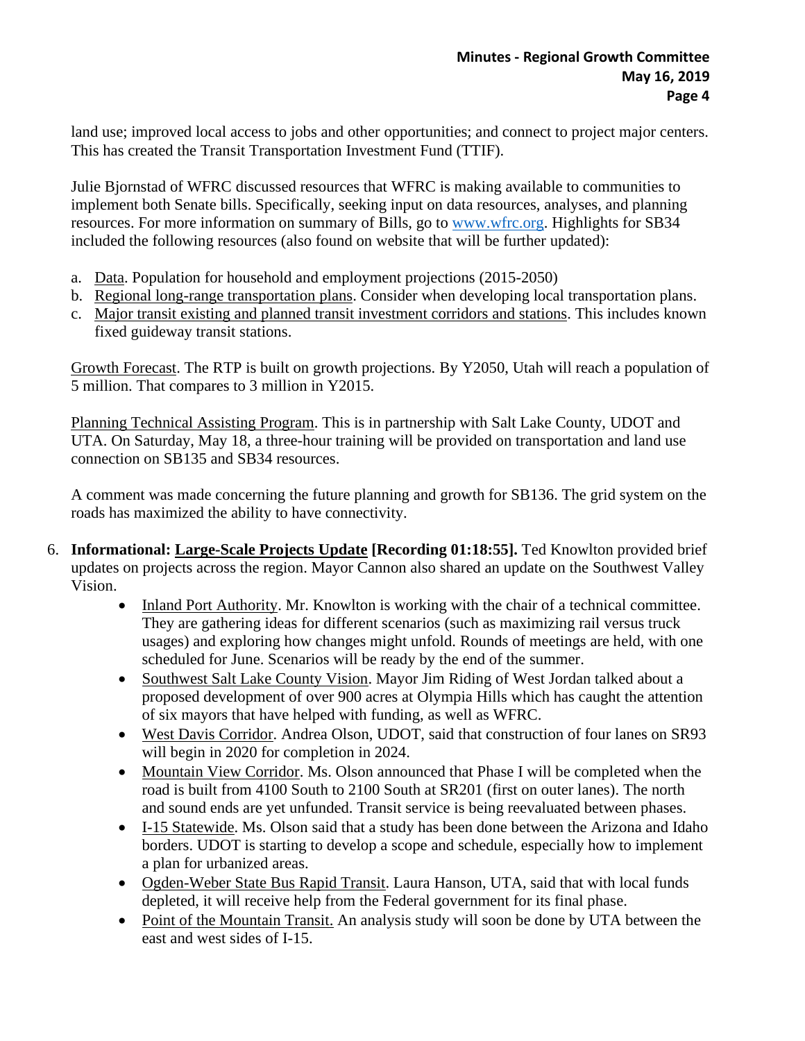land use; improved local access to jobs and other opportunities; and connect to project major centers. This has created the Transit Transportation Investment Fund (TTIF).

Julie Bjornstad of WFRC discussed resources that WFRC is making available to communities to implement both Senate bills. Specifically, seeking input on data resources, analyses, and planning resources. For more information on summary of Bills, go to [www.wfrc.org](http://www.wfrc.org). Highlights for SB34 included the following resources (also found on website that will be further updated):

a. Data. Population for household and employment projections (2015-2050)
b. Regional long-range transportation plans. Consider when developing local transportation plans.
c. Major transit existing and planned transit investment corridors and stations. This includes known fixed guideway transit stations.

Growth Forecast. The RTP is built on growth projections. By Y2050, Utah will reach a population of 5 million. That compares to 3 million in Y2015.

Planning Technical Assisting Program. This is in partnership with Salt Lake County, UDOT and UTA. On Saturday, May 18, a three-hour training will be provided on transportation and land use connection on SB135 and SB34 resources.

A comment was made concerning the future planning and growth for SB136. The grid system on the roads has maximized the ability to have connectivity.

6. **Informational: Large-Scale Projects Update [Recording 01:18:55].** Ted Knowlton provided brief updates on projects across the region. Mayor Cannon also shared an update on the Southwest Valley Vision.
   - Inland Port Authority. Mr. Knowlton is working with the chair of a technical committee. They are gathering ideas for different scenarios (such as maximizing rail versus truck usages) and exploring how changes might unfold. Rounds of meetings are held, with one scheduled for June. Scenarios will be ready by the end of the summer.
   - Southwest Salt Lake County Vision. Mayor Jim Riding of West Jordan talked about a proposed development of over 900 acres at Olympia Hills which has caught the attention of six mayors that have helped with funding, as well as WFRC.
   - West Davis Corridor. Andrea Olson, UDOT, said that construction of four lanes on SR93 will begin in 2020 for completion in 2024.
   - Mountain View Corridor. Ms. Olson announced that Phase I will be completed when the road is built from 4100 South to 2100 South at SR201 (first on outer lanes). The north and sound ends are yet unfunded. Transit service is being reevaluated between phases.
   - I-15 Statewide. Ms. Olson said that a study has been done between the Arizona and Idaho borders. UDOT is starting to develop a scope and schedule, especially how to implement a plan for urbanized areas.
   - Ogden-Weber State Bus Rapid Transit. Laura Hanson, UTA, said that with local funds depleted, it will receive help from the Federal government for its final phase.
   - Point of the Mountain Transit. An analysis study will soon be done by UTA between the east and west sides of I-15.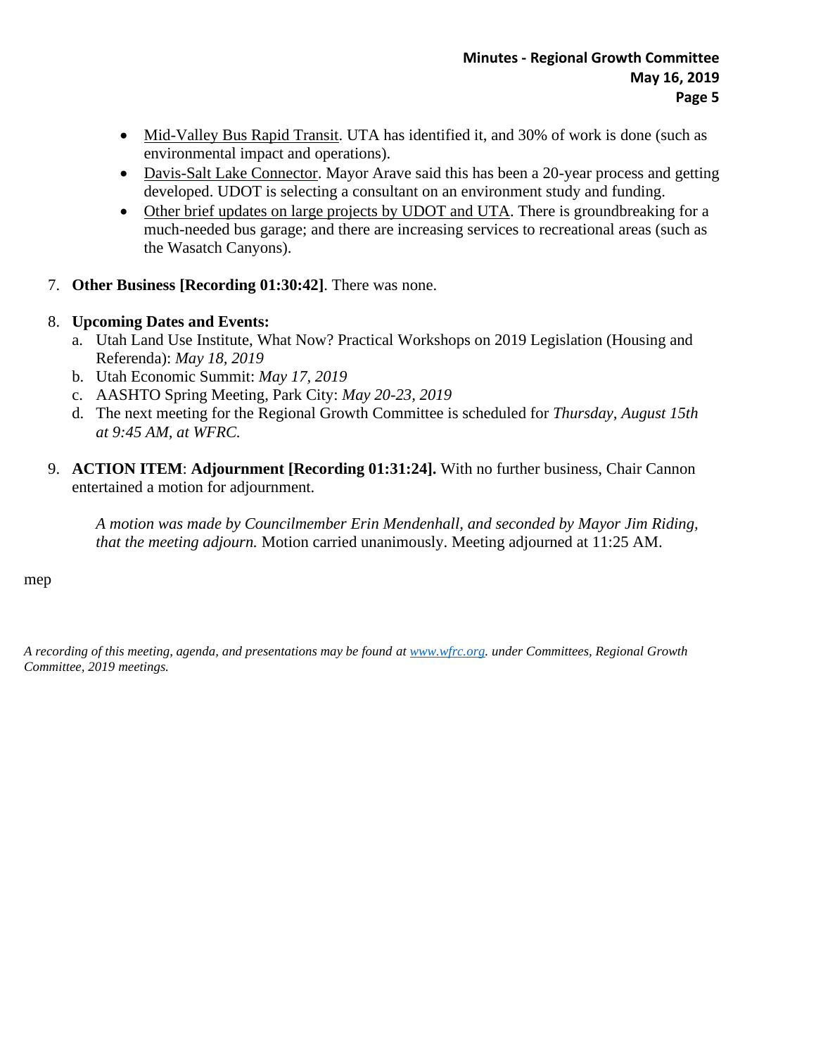- <u>Mid-Valley Bus Rapid Transit</u>. UTA has identified it, and 30% of work is done (such as environmental impact and operations).
- <u>Davis-Salt Lake Connector</u>. Mayor Arave said this has been a 20-year process and getting developed. UDOT is selecting a consultant on an environment study and funding.
- <u>Other brief updates on large projects by UDOT and UTA</u>. There is groundbreaking for a much-needed bus garage; and there are increasing services to recreational areas (such as the Wasatch Canyons).

7. **Other Business [Recording 01:30:42]**. There was none.

8. **Upcoming Dates and Events:**
   a. Utah Land Use Institute, What Now? Practical Workshops on 2019 Legislation (Housing and Referenda): *May 18, 2019*
   b. Utah Economic Summit: *May 17, 2019*
   c. AASHTO Spring Meeting, Park City: *May 20-23, 2019*
   d. The next meeting for the Regional Growth Committee is scheduled for *Thursday, August 15th at 9:45 AM, at WFRC.*

9. **ACTION ITEM**: **Adjournment [Recording 01:31:24].** With no further business, Chair Cannon entertained a motion for adjournment.

   *A motion was made by Councilmember Erin Mendenhall, and seconded by Mayor Jim Riding, that the meeting adjourn.* Motion carried unanimously. Meeting adjourned at 11:25 AM.

mep

*A recording of this meeting, agenda, and presentations may be found at [www.wfrc.org](http://www.wfrc.org). under Committees, Regional Growth Committee, 2019 meetings.*